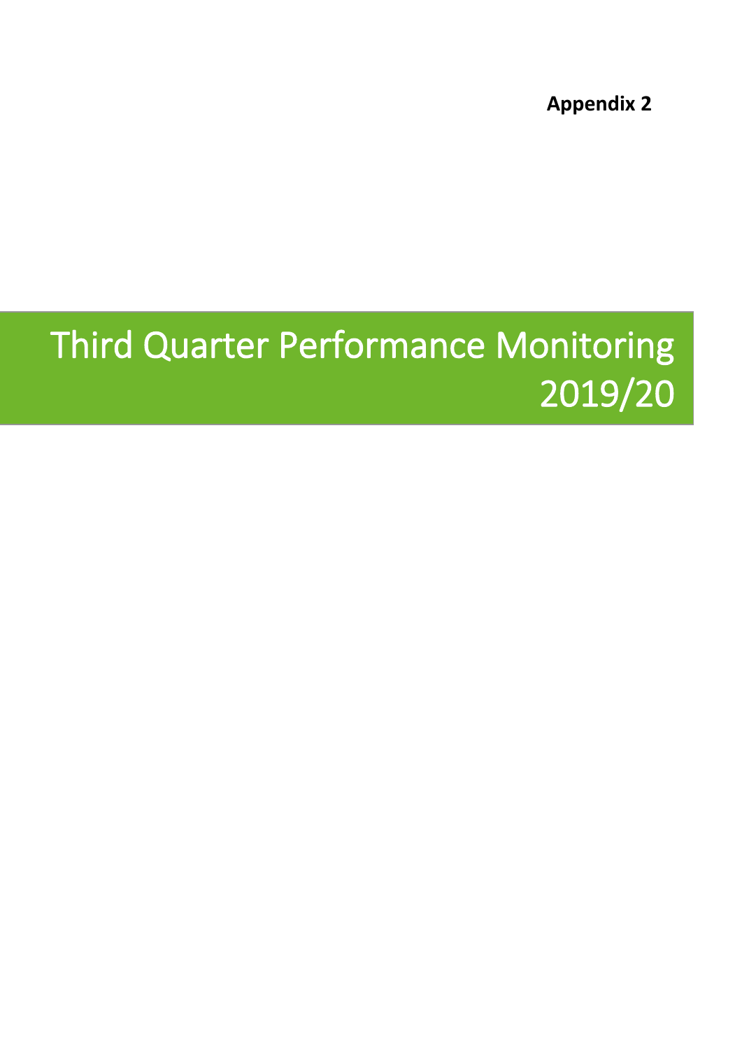**Appendix 2**

# Third Quarter Performance Monitoring 2019/20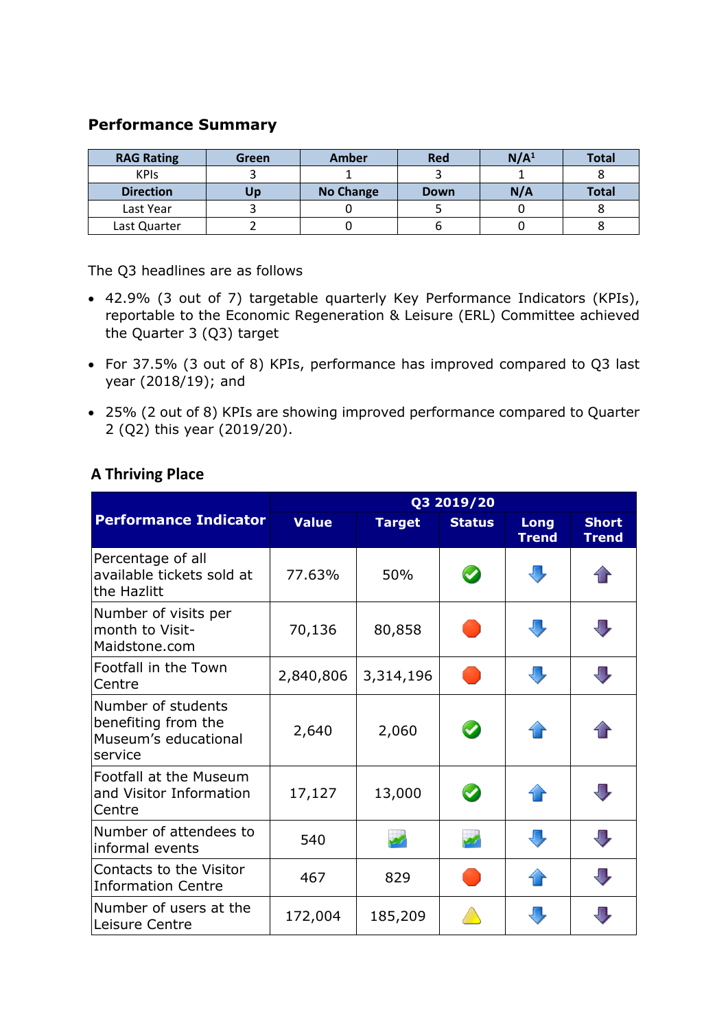## Performance Summary

| RAG Rating | Green | Amber | Red | N/A[1] | Total |
|---|---|---|---|---|---|
| KPIs | 3 | 1 | 3 | 1 | 8 |
| **Direction** | **Up** | **No Change** | **Down** | **N/A** | **Total** |
| Last Year | 3 | 0 | 5 | 0 | 8 |
| Last Quarter | 2 | 0 | 6 | 0 | 8 |

The Q3 headlines are as follows

- 42.9% (3 out of 7) targetable quarterly Key Performance Indicators (KPIs), reportable to the Economic Regeneration & Leisure (ERL) Committee achieved the Quarter 3 (Q3) target
- For 37.5% (3 out of 8) KPIs, performance has improved compared to Q3 last year (2018/19); and
- 25% (2 out of 8) KPIs are showing improved performance compared to Quarter 2 (Q2) this year (2019/20).

## A Thriving Place

| Performance Indicator | Q3 2019/20 | | | | |
|---|---|---|---|---|---|
| | Value | Target | Status | Long Trend | Short Trend |
| Percentage of all available tickets sold at the Hazlitt | 77.63% | 50% | Green | Down | Up |
| Number of visits per month to Visit-Maidstone.com | 70,136 | 80,858 | Red | Down | Down |
| Footfall in the Town Centre | 2,840,806 | 3,314,196 | Red | Down | Down |
| Number of students benefiting from the Museum's educational service | 2,640 | 2,060 | Green | Up | Up |
| Footfall at the Museum and Visitor Information Centre | 17,127 | 13,000 | Green | Up | Down |
| Number of attendees to informal events | 540 | N/A | N/A | Down | Down |
| Contacts to the Visitor Information Centre | 467 | 829 | Red | Up | Down |
| Number of users at the Leisure Centre | 172,004 | 185,209 | Amber | Down | Down |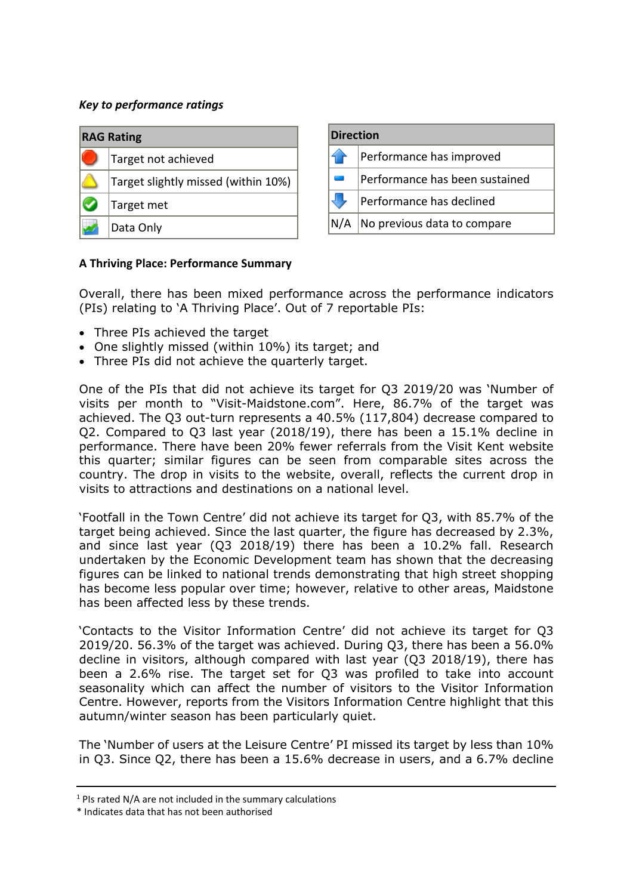*Key to performance ratings*

| RAG Rating | |
|---|---|
| 🔴 | Target not achieved |
| ⚠️ | Target slightly missed (within 10%) |
| ✅ | Target met |
| 📈 | Data Only |

| Direction | |
|---|---|
| ⬆️ | Performance has improved |
| ➖ | Performance has been sustained |
| ⬇️ | Performance has declined |
| N/A | No previous data to compare |

**A Thriving Place: Performance Summary**

Overall, there has been mixed performance across the performance indicators (PIs) relating to 'A Thriving Place'. Out of 7 reportable PIs:

- Three PIs achieved the target
- One slightly missed (within 10%) its target; and
- Three PIs did not achieve the quarterly target.

One of the PIs that did not achieve its target for Q3 2019/20 was 'Number of visits per month to "Visit-Maidstone.com". Here, 86.7% of the target was achieved. The Q3 out-turn represents a 40.5% (117,804) decrease compared to Q2. Compared to Q3 last year (2018/19), there has been a 15.1% decline in performance. There have been 20% fewer referrals from the Visit Kent website this quarter; similar figures can be seen from comparable sites across the country. The drop in visits to the website, overall, reflects the current drop in visits to attractions and destinations on a national level.

'Footfall in the Town Centre' did not achieve its target for Q3, with 85.7% of the target being achieved. Since the last quarter, the figure has decreased by 2.3%, and since last year (Q3 2018/19) there has been a 10.2% fall. Research undertaken by the Economic Development team has shown that the decreasing figures can be linked to national trends demonstrating that high street shopping has become less popular over time; however, relative to other areas, Maidstone has been affected less by these trends.

'Contacts to the Visitor Information Centre' did not achieve its target for Q3 2019/20. 56.3% of the target was achieved. During Q3, there has been a 56.0% decline in visitors, although compared with last year (Q3 2018/19), there has been a 2.6% rise. The target set for Q3 was profiled to take into account seasonality which can affect the number of visitors to the Visitor Information Centre. However, reports from the Visitors Information Centre highlight that this autumn/winter season has been particularly quiet.

The 'Number of users at the Leisure Centre' PI missed its target by less than 10% in Q3. Since Q2, there has been a 15.6% decrease in users, and a 6.7% decline

---

[1] PIs rated N/A are not included in the summary calculations

* Indicates data that has not been authorised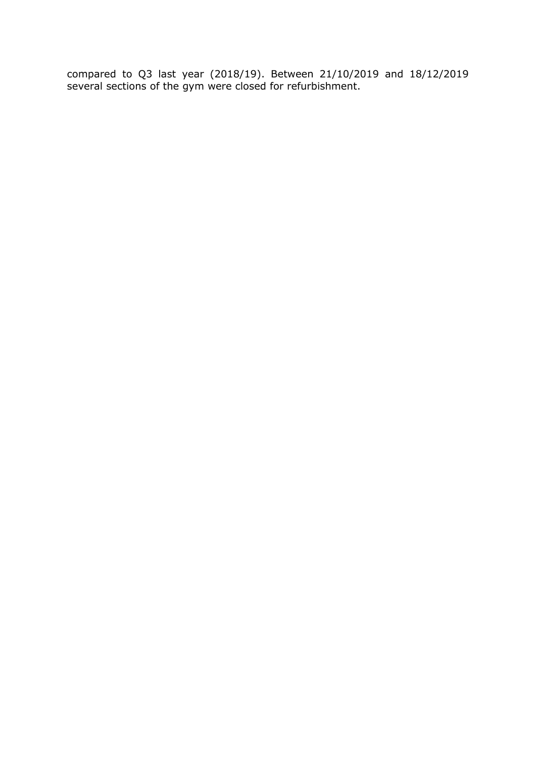compared to Q3 last year (2018/19). Between 21/10/2019 and 18/12/2019 several sections of the gym were closed for refurbishment.